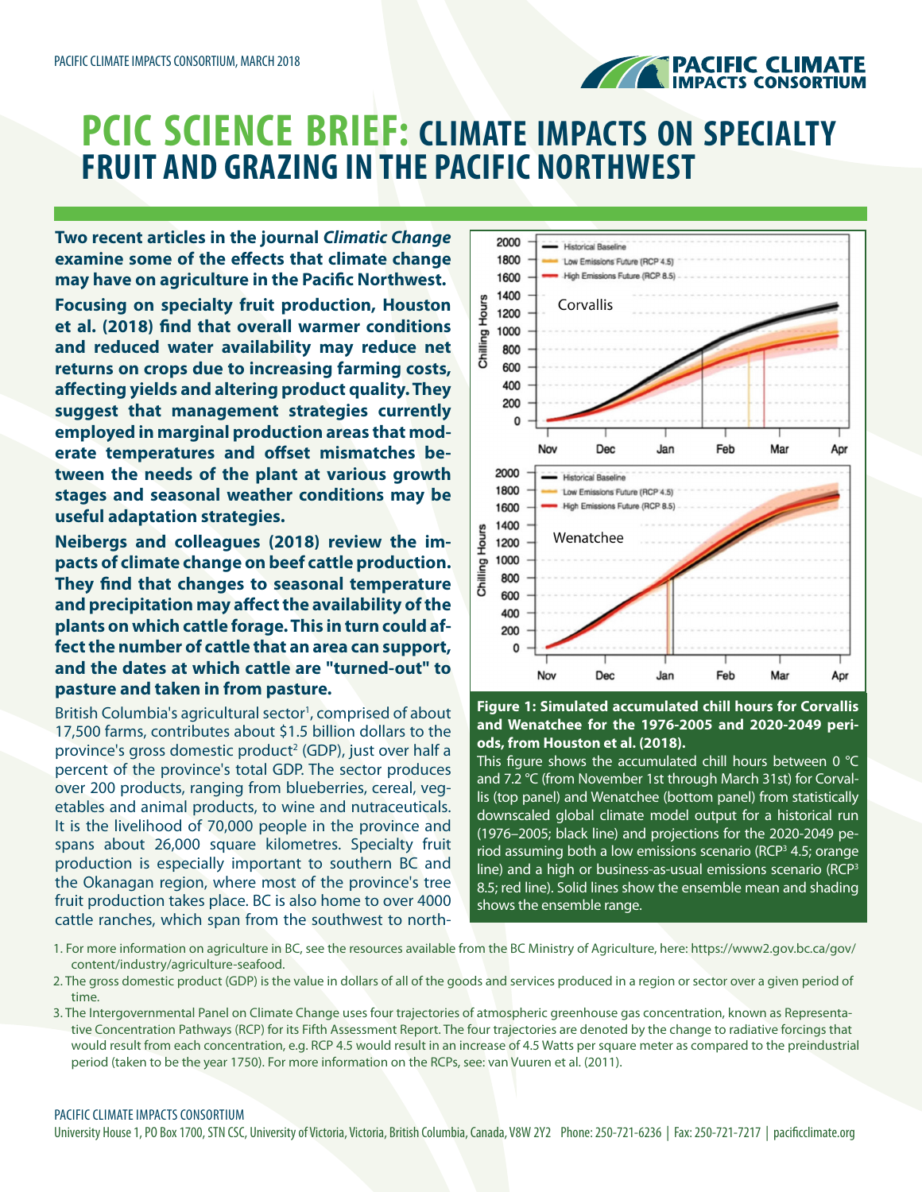# PCIC SCIENCE BRIEF: CLIMATE IMPACTS ON SPECIALTY FRUIT AND GRAZING IN THE PACIFIC NORTHWEST

**Two recent articles in the journal *Climatic Change* examine some of the effects that climate change may have on agriculture in the Pacific Northwest.**

**Focusing on specialty fruit production, Houston et al. (2018) find that overall warmer conditions and reduced water availability may reduce net returns on crops due to increasing farming costs, affecting yields and altering product quality. They suggest that management strategies currently employed in marginal production areas that moderate temperatures and offset mismatches between the needs of the plant at various growth stages and seasonal weather conditions may be useful adaptation strategies.**

**Neibergs and colleagues (2018) review the impacts of climate change on beef cattle production. They find that changes to seasonal temperature and precipitation may affect the availability of the plants on which cattle forage. This in turn could affect the number of cattle that an area can support, and the dates at which cattle are "turned-out" to pasture and taken in from pasture.**

British Columbia's agricultural sector[1], comprised of about 17,500 farms, contributes about $1.5 billion dollars to the province's gross domestic product[2] (GDP), just over half a percent of the province's total GDP. The sector produces over 200 products, ranging from blueberries, cereal, vegetables and animal products, to wine and nutraceuticals. It is the livelihood of 70,000 people in the province and spans about 26,000 square kilometres. Specialty fruit production is especially important to southern BC and the Okanagan region, where most of the province's tree fruit production takes place. BC is also home to over 4000 cattle ranches, which span from the southwest to north-

**Figure 1: Simulated accumulated chill hours for Corvallis and Wenatchee for the 1976-2005 and 2020-2049 periods, from Houston et al. (2018).**

This figure shows the accumulated chill hours between 0 °C and 7.2 °C (from November 1st through March 31st) for Corvallis (top panel) and Wenatchee (bottom panel) from statistically downscaled global climate model output for a historical run (1976–2005; black line) and projections for the 2020-2049 period assuming both a low emissions scenario (RCP[3] 4.5; orange line) and a high or business-as-usual emissions scenario (RCP[3] 8.5; red line). Solid lines show the ensemble mean and shading shows the ensemble range.

1. For more information on agriculture in BC, see the resources available from the BC Ministry of Agriculture, here: https://www2.gov.bc.ca/gov/content/industry/agriculture-seafood.
2. The gross domestic product (GDP) is the value in dollars of all of the goods and services produced in a region or sector over a given period of time.
3. The Intergovernmental Panel on Climate Change uses four trajectories of atmospheric greenhouse gas concentration, known as Representative Concentration Pathways (RCP) for its Fifth Assessment Report. The four trajectories are denoted by the change to radiative forcings that would result from each concentration, e.g. RCP 4.5 would result in an increase of 4.5 Watts per square meter as compared to the preindustrial period (taken to be the year 1750). For more information on the RCPs, see: van Vuuren et al. (2011).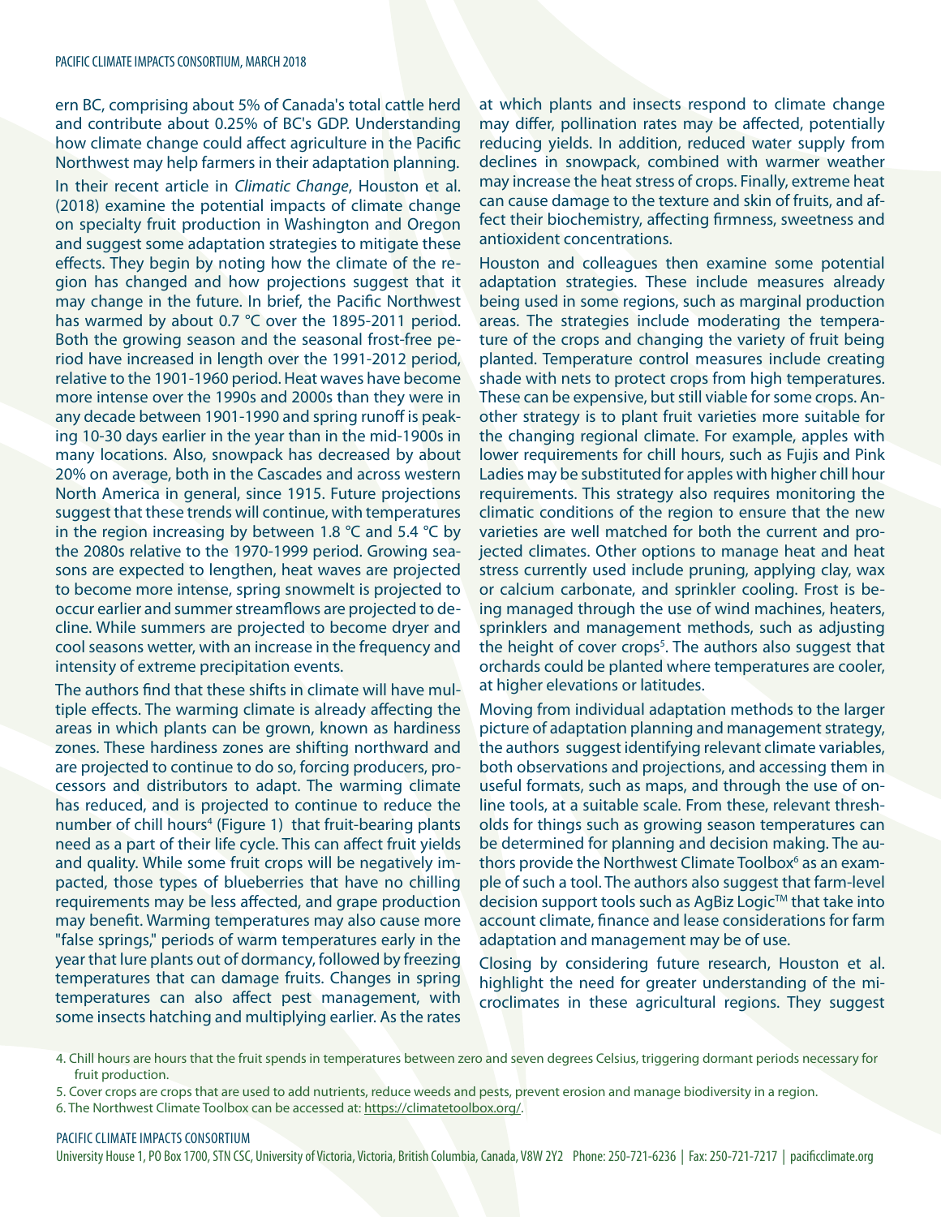ern BC, comprising about 5% of Canada's total cattle herd and contribute about 0.25% of BC's GDP. Understanding how climate change could affect agriculture in the Pacific Northwest may help farmers in their adaptation planning.

In their recent article in *Climatic Change*, Houston et al. (2018) examine the potential impacts of climate change on specialty fruit production in Washington and Oregon and suggest some adaptation strategies to mitigate these effects. They begin by noting how the climate of the region has changed and how projections suggest that it may change in the future. In brief, the Pacific Northwest has warmed by about 0.7 °C over the 1895-2011 period. Both the growing season and the seasonal frost-free period have increased in length over the 1991-2012 period, relative to the 1901-1960 period. Heat waves have become more intense over the 1990s and 2000s than they were in any decade between 1901-1990 and spring runoff is peaking 10-30 days earlier in the year than in the mid-1900s in many locations. Also, snowpack has decreased by about 20% on average, both in the Cascades and across western North America in general, since 1915. Future projections suggest that these trends will continue, with temperatures in the region increasing by between 1.8 °C and 5.4 °C by the 2080s relative to the 1970-1999 period. Growing seasons are expected to lengthen, heat waves are projected to become more intense, spring snowmelt is projected to occur earlier and summer streamflows are projected to decline. While summers are projected to become dryer and cool seasons wetter, with an increase in the frequency and intensity of extreme precipitation events.

The authors find that these shifts in climate will have multiple effects. The warming climate is already affecting the areas in which plants can be grown, known as hardiness zones. These hardiness zones are shifting northward and are projected to continue to do so, forcing producers, processors and distributors to adapt. The warming climate has reduced, and is projected to continue to reduce the number of chill hours[4] (Figure 1) that fruit-bearing plants need as a part of their life cycle. This can affect fruit yields and quality. While some fruit crops will be negatively impacted, those types of blueberries that have no chilling requirements may be less affected, and grape production may benefit. Warming temperatures may also cause more "false springs," periods of warm temperatures early in the year that lure plants out of dormancy, followed by freezing temperatures that can damage fruits. Changes in spring temperatures can also affect pest management, with some insects hatching and multiplying earlier. As the rates at which plants and insects respond to climate change may differ, pollination rates may be affected, potentially reducing yields. In addition, reduced water supply from declines in snowpack, combined with warmer weather may increase the heat stress of crops. Finally, extreme heat can cause damage to the texture and skin of fruits, and affect their biochemistry, affecting firmness, sweetness and antioxident concentrations.

Houston and colleagues then examine some potential adaptation strategies. These include measures already being used in some regions, such as marginal production areas. The strategies include moderating the temperature of the crops and changing the variety of fruit being planted. Temperature control measures include creating shade with nets to protect crops from high temperatures. These can be expensive, but still viable for some crops. Another strategy is to plant fruit varieties more suitable for the changing regional climate. For example, apples with lower requirements for chill hours, such as Fujis and Pink Ladies may be substituted for apples with higher chill hour requirements. This strategy also requires monitoring the climatic conditions of the region to ensure that the new varieties are well matched for both the current and projected climates. Other options to manage heat and heat stress currently used include pruning, applying clay, wax or calcium carbonate, and sprinkler cooling. Frost is being managed through the use of wind machines, heaters, sprinklers and management methods, such as adjusting the height of cover crops[5]. The authors also suggest that orchards could be planted where temperatures are cooler, at higher elevations or latitudes.

Moving from individual adaptation methods to the larger picture of adaptation planning and management strategy, the authors suggest identifying relevant climate variables, both observations and projections, and accessing them in useful formats, such as maps, and through the use of online tools, at a suitable scale. From these, relevant thresholds for things such as growing season temperatures can be determined for planning and decision making. The authors provide the Northwest Climate Toolbox[6] as an example of such a tool. The authors also suggest that farm-level decision support tools such as AgBiz Logic™ that take into account climate, finance and lease considerations for farm adaptation and management may be of use.

Closing by considering future research, Houston et al. highlight the need for greater understanding of the microclimates in these agricultural regions. They suggest

4. Chill hours are hours that the fruit spends in temperatures between zero and seven degrees Celsius, triggering dormant periods necessary for fruit production.

5. Cover crops are crops that are used to add nutrients, reduce weeds and pests, prevent erosion and manage biodiversity in a region.

6. The Northwest Climate Toolbox can be accessed at: https://climatetoolbox.org/.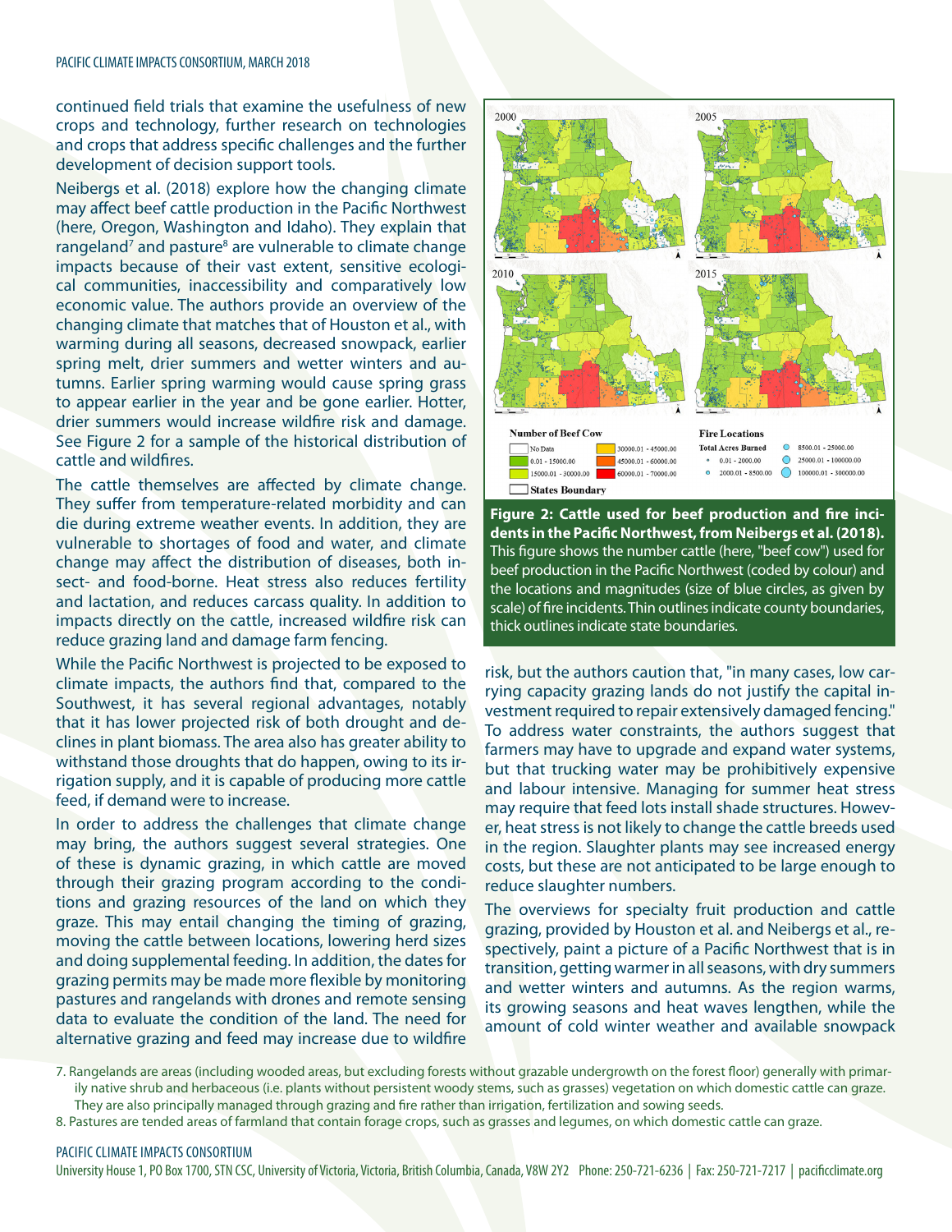continued field trials that examine the usefulness of new crops and technology, further research on technologies and crops that address specific challenges and the further development of decision support tools.

Neibergs et al. (2018) explore how the changing climate may affect beef cattle production in the Pacific Northwest (here, Oregon, Washington and Idaho). They explain that rangeland[7] and pasture[8] are vulnerable to climate change impacts because of their vast extent, sensitive ecological communities, inaccessibility and comparatively low economic value. The authors provide an overview of the changing climate that matches that of Houston et al., with warming during all seasons, decreased snowpack, earlier spring melt, drier summers and wetter winters and autumns. Earlier spring warming would cause spring grass to appear earlier in the year and be gone earlier. Hotter, drier summers would increase wildfire risk and damage. See Figure 2 for a sample of the historical distribution of cattle and wildfires.

The cattle themselves are affected by climate change. They suffer from temperature-related morbidity and can die during extreme weather events. In addition, they are vulnerable to shortages of food and water, and climate change may affect the distribution of diseases, both insect- and food-borne. Heat stress also reduces fertility and lactation, and reduces carcass quality. In addition to impacts directly on the cattle, increased wildfire risk can reduce grazing land and damage farm fencing.

While the Pacific Northwest is projected to be exposed to climate impacts, the authors find that, compared to the Southwest, it has several regional advantages, notably that it has lower projected risk of both drought and declines in plant biomass. The area also has greater ability to withstand those droughts that do happen, owing to its irrigation supply, and it is capable of producing more cattle feed, if demand were to increase.

In order to address the challenges that climate change may bring, the authors suggest several strategies. One of these is dynamic grazing, in which cattle are moved through their grazing program according to the conditions and grazing resources of the land on which they graze. This may entail changing the timing of grazing, moving the cattle between locations, lowering herd sizes and doing supplemental feeding. In addition, the dates for grazing permits may be made more flexible by monitoring pastures and rangelands with drones and remote sensing data to evaluate the condition of the land. The need for alternative grazing and feed may increase due to wildfire risk, but the authors caution that, "in many cases, low carrying capacity grazing lands do not justify the capital investment required to repair extensively damaged fencing." To address water constraints, the authors suggest that farmers may have to upgrade and expand water systems, but that trucking water may be prohibitively expensive and labour intensive. Managing for summer heat stress may require that feed lots install shade structures. However, heat stress is not likely to change the cattle breeds used in the region. Slaughter plants may see increased energy costs, but these are not anticipated to be large enough to reduce slaughter numbers.

**Figure 2: Cattle used for beef production and fire incidents in the Pacific Northwest, from Neibergs et al. (2018).** This figure shows the number cattle (here, "beef cow") used for beef production in the Pacific Northwest (coded by colour) and the locations and magnitudes (size of blue circles, as given by scale) of fire incidents. Thin outlines indicate county boundaries, thick outlines indicate state boundaries.

The overviews for specialty fruit production and cattle grazing, provided by Houston et al. and Neibergs et al., respectively, paint a picture of a Pacific Northwest that is in transition, getting warmer in all seasons, with dry summers and wetter winters and autumns. As the region warms, its growing seasons and heat waves lengthen, while the amount of cold winter weather and available snowpack

7. Rangelands are areas (including wooded areas, but excluding forests without grazable undergrowth on the forest floor) generally with primarily native shrub and herbaceous (i.e. plants without persistent woody stems, such as grasses) vegetation on which domestic cattle can graze. They are also principally managed through grazing and fire rather than irrigation, fertilization and sowing seeds.

8. Pastures are tended areas of farmland that contain forage crops, such as grasses and legumes, on which domestic cattle can graze.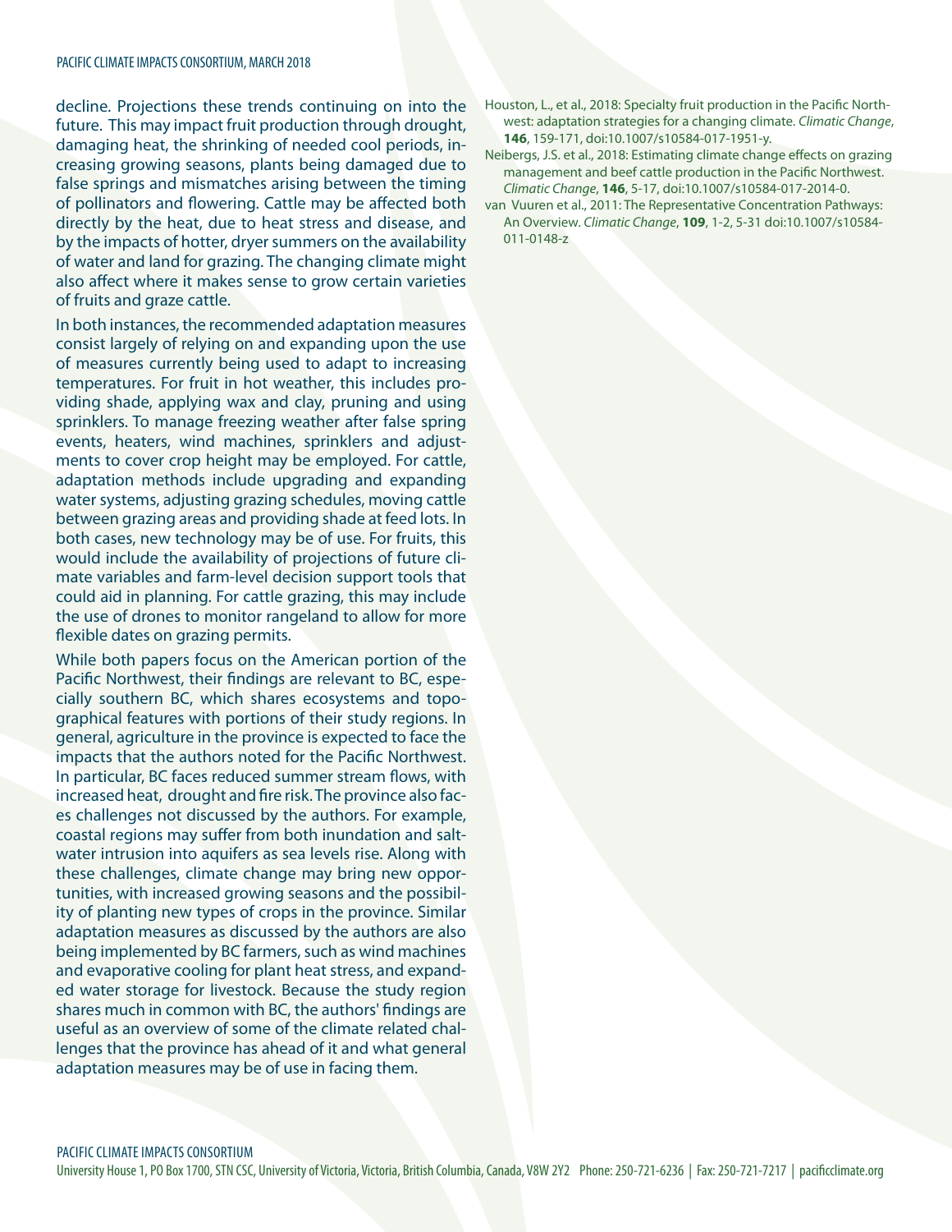decline. Projections these trends continuing on into the future. This may impact fruit production through drought, damaging heat, the shrinking of needed cool periods, increasing growing seasons, plants being damaged due to false springs and mismatches arising between the timing of pollinators and flowering. Cattle may be affected both directly by the heat, due to heat stress and disease, and by the impacts of hotter, dryer summers on the availability of water and land for grazing. The changing climate might also affect where it makes sense to grow certain varieties of fruits and graze cattle.

In both instances, the recommended adaptation measures consist largely of relying on and expanding upon the use of measures currently being used to adapt to increasing temperatures. For fruit in hot weather, this includes providing shade, applying wax and clay, pruning and using sprinklers. To manage freezing weather after false spring events, heaters, wind machines, sprinklers and adjustments to cover crop height may be employed. For cattle, adaptation methods include upgrading and expanding water systems, adjusting grazing schedules, moving cattle between grazing areas and providing shade at feed lots. In both cases, new technology may be of use. For fruits, this would include the availability of projections of future climate variables and farm-level decision support tools that could aid in planning. For cattle grazing, this may include the use of drones to monitor rangeland to allow for more flexible dates on grazing permits.

While both papers focus on the American portion of the Pacific Northwest, their findings are relevant to BC, especially southern BC, which shares ecosystems and topographical features with portions of their study regions. In general, agriculture in the province is expected to face the impacts that the authors noted for the Pacific Northwest. In particular, BC faces reduced summer stream flows, with increased heat, drought and fire risk. The province also faces challenges not discussed by the authors. For example, coastal regions may suffer from both inundation and saltwater intrusion into aquifers as sea levels rise. Along with these challenges, climate change may bring new opportunities, with increased growing seasons and the possibility of planting new types of crops in the province. Similar adaptation measures as discussed by the authors are also being implemented by BC farmers, such as wind machines and evaporative cooling for plant heat stress, and expanded water storage for livestock. Because the study region shares much in common with BC, the authors' findings are useful as an overview of some of the climate related challenges that the province has ahead of it and what general adaptation measures may be of use in facing them.

Houston, L., et al., 2018: Specialty fruit production in the Pacific Northwest: adaptation strategies for a changing climate. *Climatic Change*, **146**, 159-171, doi:10.1007/s10584-017-1951-y.

Neibergs, J.S. et al., 2018: Estimating climate change effects on grazing management and beef cattle production in the Pacific Northwest. *Climatic Change*, **146**, 5-17, doi:10.1007/s10584-017-2014-0.

van Vuuren et al., 2011: The Representative Concentration Pathways: An Overview. *Climatic Change*, **109**, 1-2, 5-31 doi:10.1007/s10584-011-0148-z

PACIFIC CLIMATE IMPACTS CONSORTIUM
University House 1, PO Box 1700, STN CSC, University of Victoria, Victoria, British Columbia, Canada, V8W 2Y2 Phone: 250-721-6236 | Fax: 250-721-7217 | pacificclimate.org